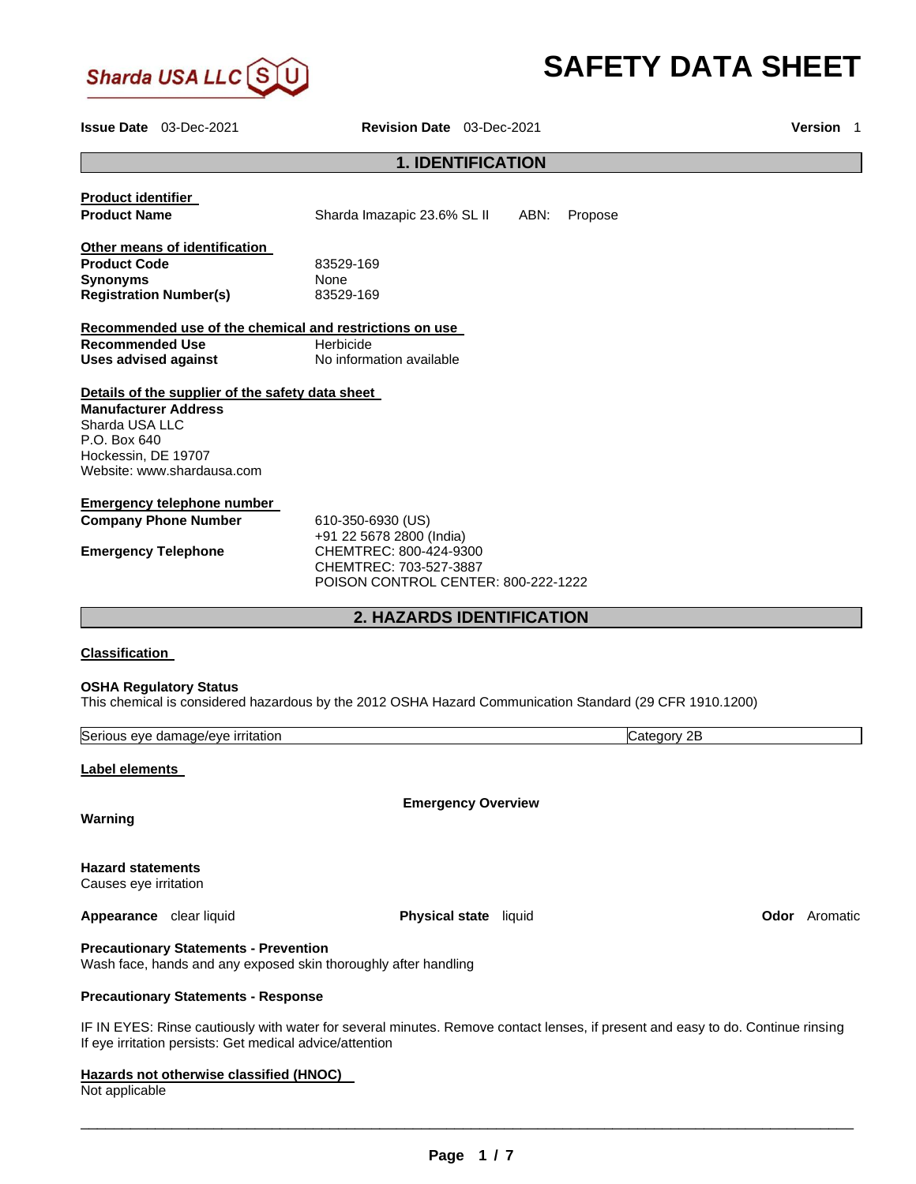Sharda USA LLC

# SAFETY DATA SHEET

**Issue Date** 03-Dec-2021 **Revision Date** 03-Dec-2021 **Version** 1

## 1. IDENTIFICATION

**Product identifier**

| | |
|---|---|
| **Product Name** | Sharda Imazapic 23.6% SL II ABN: Propose |

**Other means of identification**

| | |
|---|---|
| **Product Code** | 83529-169 |
| **Synonyms** | None |
| **Registration Number(s)** | 83529-169 |

**Recommended use of the chemical and restrictions on use**

| | |
|---|---|
| **Recommended Use** | Herbicide |
| **Uses advised against** | No information available |

**Details of the supplier of the safety data sheet**

**Manufacturer Address**
Sharda USA LLC
P.O. Box 640
Hockessin, DE 19707
Website: www.shardausa.com

**Emergency telephone number**

| | |
|---|---|
| **Company Phone Number** | 610-350-6930 (US)<br>+91 22 5678 2800 (India) |
| **Emergency Telephone** | CHEMTREC: 800-424-9300<br>CHEMTREC: 703-527-3887<br>POISON CONTROL CENTER: 800-222-1222 |

## 2. HAZARDS IDENTIFICATION

**Classification**

**OSHA Regulatory Status**
This chemical is considered hazardous by the 2012 OSHA Hazard Communication Standard (29 CFR 1910.1200)

| | |
|---|---|
| Serious eye damage/eye irritation | Category 2B |

**Label elements**

**Emergency Overview**

**Warning**

**Hazard statements**
Causes eye irritation

**Appearance** clear liquid **Physical state** liquid **Odor** Aromatic

**Precautionary Statements - Prevention**
Wash face, hands and any exposed skin thoroughly after handling

**Precautionary Statements - Response**

IF IN EYES: Rinse cautiously with water for several minutes. Remove contact lenses, if present and easy to do. Continue rinsing
If eye irritation persists: Get medical advice/attention

**Hazards not otherwise classified (HNOC)**
Not applicable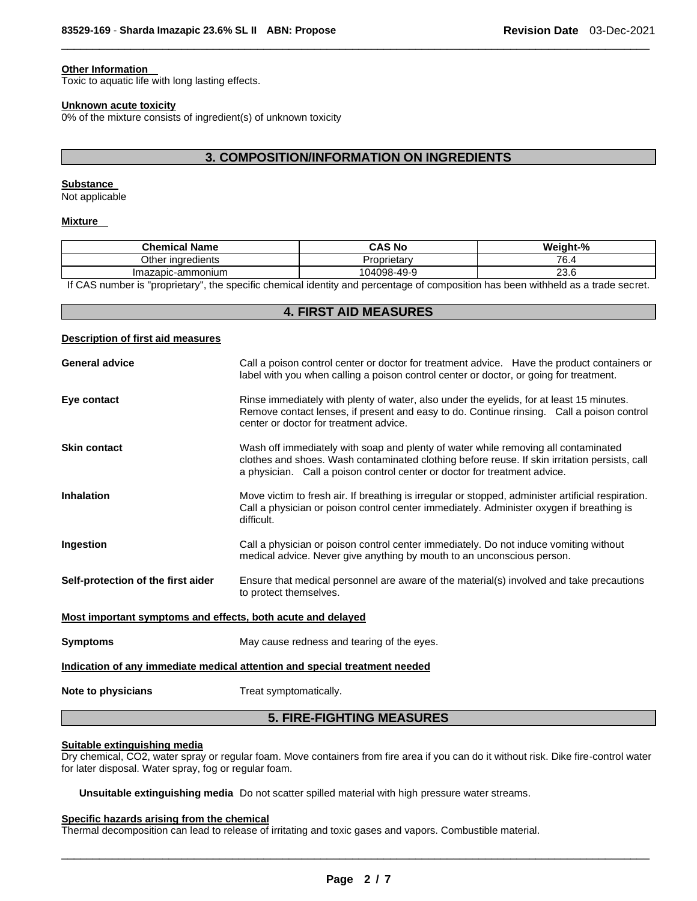#### Other Information

Toxic to aquatic life with long lasting effects.

#### Unknown acute toxicity

0% of the mixture consists of ingredient(s) of unknown toxicity

## 3. COMPOSITION/INFORMATION ON INGREDIENTS

#### Substance

Not applicable

#### Mixture

| Chemical Name | CAS No | Weight-% |
|---|---|---|
| Other ingredients | Proprietary | 76.4 |
| Imazapic-ammonium | 104098-49-9 | 23.6 |

If CAS number is "proprietary", the specific chemical identity and percentage of composition has been withheld as a trade secret.

## 4. FIRST AID MEASURES

#### Description of first aid measures

**General advice** Call a poison control center or doctor for treatment advice. Have the product containers or label with you when calling a poison control center or doctor, or going for treatment.

**Eye contact** Rinse immediately with plenty of water, also under the eyelids, for at least 15 minutes. Remove contact lenses, if present and easy to do. Continue rinsing. Call a poison control center or doctor for treatment advice.

**Skin contact** Wash off immediately with soap and plenty of water while removing all contaminated clothes and shoes. Wash contaminated clothing before reuse. If skin irritation persists, call a physician. Call a poison control center or doctor for treatment advice.

**Inhalation** Move victim to fresh air. If breathing is irregular or stopped, administer artificial respiration. Call a physician or poison control center immediately. Administer oxygen if breathing is difficult.

**Ingestion** Call a physician or poison control center immediately. Do not induce vomiting without medical advice. Never give anything by mouth to an unconscious person.

**Self-protection of the first aider** Ensure that medical personnel are aware of the material(s) involved and take precautions to protect themselves.

#### Most important symptoms and effects, both acute and delayed

**Symptoms** May cause redness and tearing of the eyes.

#### Indication of any immediate medical attention and special treatment needed

**Note to physicians** Treat symptomatically.

## 5. FIRE-FIGHTING MEASURES

#### Suitable extinguishing media

Dry chemical, $CO_2$, water spray or regular foam. Move containers from fire area if you can do it without risk. Dike fire-control water for later disposal. Water spray, fog or regular foam.

**Unsuitable extinguishing media** Do not scatter spilled material with high pressure water streams.

#### Specific hazards arising from the chemical

Thermal decomposition can lead to release of irritating and toxic gases and vapors. Combustible material.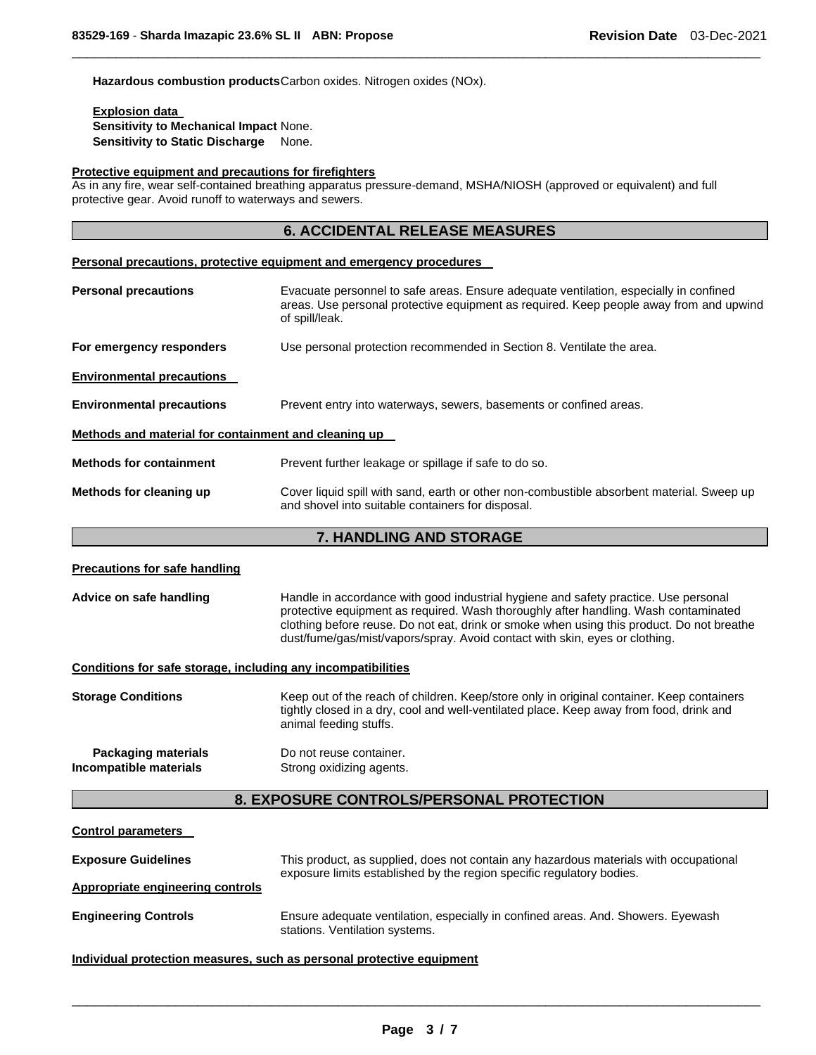**Hazardous combustion products** Carbon oxides. Nitrogen oxides (NOx).

**Explosion data**
**Sensitivity to Mechanical Impact** None.
**Sensitivity to Static Discharge** None.

**Protective equipment and precautions for firefighters**
As in any fire, wear self-contained breathing apparatus pressure-demand, MSHA/NIOSH (approved or equivalent) and full protective gear. Avoid runoff to waterways and sewers.

## 6. ACCIDENTAL RELEASE MEASURES

**Personal precautions, protective equipment and emergency procedures**

**Personal precautions** Evacuate personnel to safe areas. Ensure adequate ventilation, especially in confined areas. Use personal protective equipment as required. Keep people away from and upwind of spill/leak.

**For emergency responders** Use personal protection recommended in Section 8. Ventilate the area.

**Environmental precautions**

**Environmental precautions** Prevent entry into waterways, sewers, basements or confined areas.

**Methods and material for containment and cleaning up**

**Methods for containment** Prevent further leakage or spillage if safe to do so.

**Methods for cleaning up** Cover liquid spill with sand, earth or other non-combustible absorbent material. Sweep up and shovel into suitable containers for disposal.

## 7. HANDLING AND STORAGE

**Precautions for safe handling**

**Advice on safe handling** Handle in accordance with good industrial hygiene and safety practice. Use personal protective equipment as required. Wash thoroughly after handling. Wash contaminated clothing before reuse. Do not eat, drink or smoke when using this product. Do not breathe dust/fume/gas/mist/vapors/spray. Avoid contact with skin, eyes or clothing.

**Conditions for safe storage, including any incompatibilities**

**Storage Conditions** Keep out of the reach of children. Keep/store only in original container. Keep containers tightly closed in a dry, cool and well-ventilated place. Keep away from food, drink and animal feeding stuffs.

**Packaging materials** Do not reuse container.
**Incompatible materials** Strong oxidizing agents.

## 8. EXPOSURE CONTROLS/PERSONAL PROTECTION

**Control parameters**

**Exposure Guidelines** This product, as supplied, does not contain any hazardous materials with occupational exposure limits established by the region specific regulatory bodies.

**Appropriate engineering controls**

**Engineering Controls** Ensure adequate ventilation, especially in confined areas. And. Showers. Eyewash stations. Ventilation systems.

**Individual protection measures, such as personal protective equipment**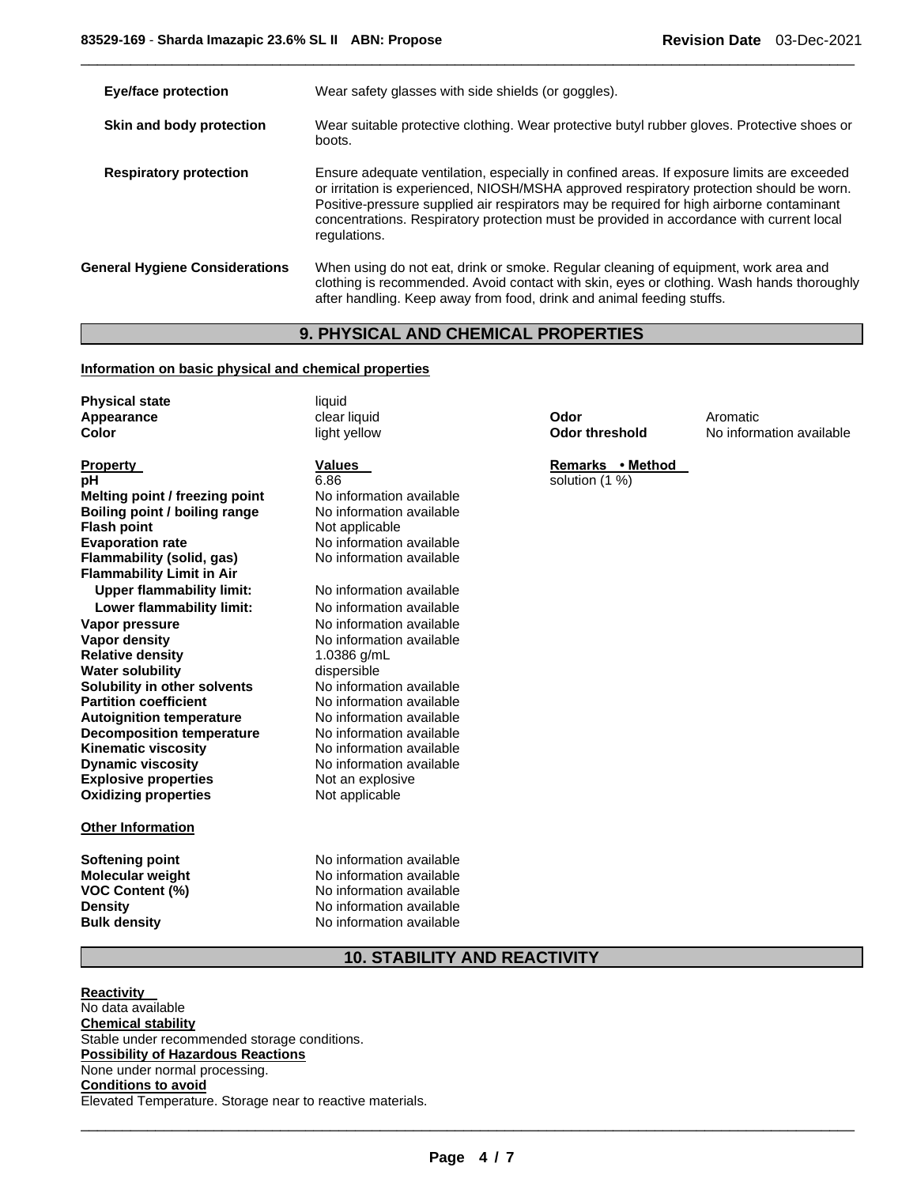| | |
|---|---|
| **Eye/face protection** | Wear safety glasses with side shields (or goggles). |
| **Skin and body protection** | Wear suitable protective clothing. Wear protective butyl rubber gloves. Protective shoes or boots. |
| **Respiratory protection** | Ensure adequate ventilation, especially in confined areas. If exposure limits are exceeded or irritation is experienced, NIOSH/MSHA approved respiratory protection should be worn. Positive-pressure supplied air respirators may be required for high airborne contaminant concentrations. Respiratory protection must be provided in accordance with current local regulations. |
| **General Hygiene Considerations** | When using do not eat, drink or smoke. Regular cleaning of equipment, work area and clothing is recommended. Avoid contact with skin, eyes or clothing. Wash hands thoroughly after handling. Keep away from food, drink and animal feeding stuffs. |

## 9. PHYSICAL AND CHEMICAL PROPERTIES

**Information on basic physical and chemical properties**

| | | | |
|---|---|---|---|
| **Physical state** | liquid | | |
| **Appearance** | clear liquid | **Odor** | Aromatic |
| **Color** | light yellow | **Odor threshold** | No information available |

| **Property** | **Values** | **Remarks • Method** |
|---|---|---|
| **pH** | 6.86 | solution (1 %) |
| **Melting point / freezing point** | No information available | |
| **Boiling point / boiling range** | No information available | |
| **Flash point** | Not applicable | |
| **Evaporation rate** | No information available | |
| **Flammability (solid, gas)** | No information available | |
| **Flammability Limit in Air** | | |
| **Upper flammability limit:** | No information available | |
| **Lower flammability limit:** | No information available | |
| **Vapor pressure** | No information available | |
| **Vapor density** | No information available | |
| **Relative density** | 1.0386 g/mL | |
| **Water solubility** | dispersible | |
| **Solubility in other solvents** | No information available | |
| **Partition coefficient** | No information available | |
| **Autoignition temperature** | No information available | |
| **Decomposition temperature** | No information available | |
| **Kinematic viscosity** | No information available | |
| **Dynamic viscosity** | No information available | |
| **Explosive properties** | Not an explosive | |
| **Oxidizing properties** | Not applicable | |

**Other Information**

| | |
|---|---|
| **Softening point** | No information available |
| **Molecular weight** | No information available |
| **VOC Content (%)** | No information available |
| **Density** | No information available |
| **Bulk density** | No information available |

## 10. STABILITY AND REACTIVITY

**Reactivity**
No data available

**Chemical stability**
Stable under recommended storage conditions.

**Possibility of Hazardous Reactions**
None under normal processing.

**Conditions to avoid**
Elevated Temperature. Storage near to reactive materials.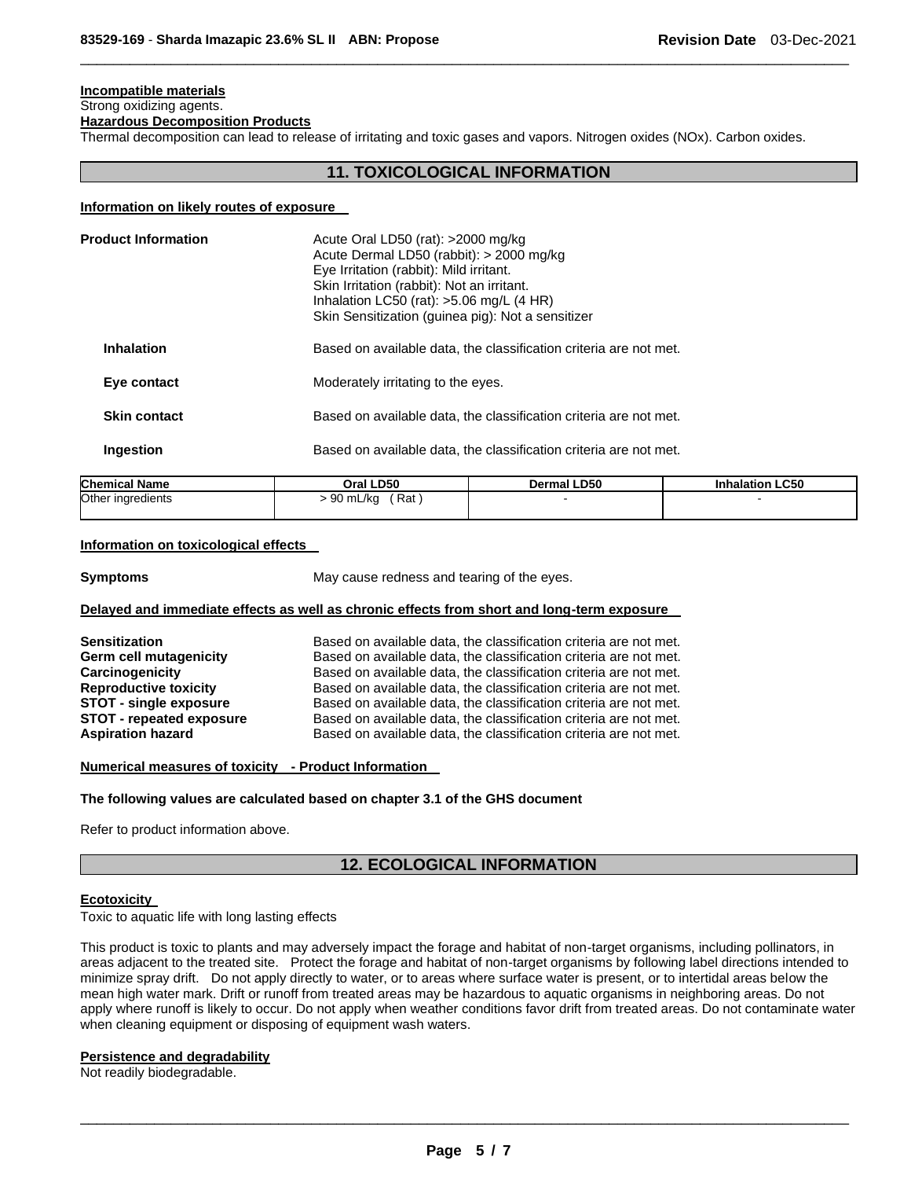**Incompatible materials**

Strong oxidizing agents.

**Hazardous Decomposition Products**

Thermal decomposition can lead to release of irritating and toxic gases and vapors. Nitrogen oxides (NOx). Carbon oxides.

## 11. TOXICOLOGICAL INFORMATION

**Information on likely routes of exposure**

**Product Information**

Acute Oral LD50 (rat): >2000 mg/kg
Acute Dermal LD50 (rabbit): > 2000 mg/kg
Eye Irritation (rabbit): Mild irritant.
Skin Irritation (rabbit): Not an irritant.
Inhalation LC50 (rat): >5.06 mg/L (4 HR)
Skin Sensitization (guinea pig): Not a sensitizer

**Inhalation** Based on available data, the classification criteria are not met.

**Eye contact** Moderately irritating to the eyes.

**Skin contact** Based on available data, the classification criteria are not met.

**Ingestion** Based on available data, the classification criteria are not met.

| Chemical Name | Oral LD50 | Dermal LD50 | Inhalation LC50 |
|---|---|---|---|
| Other ingredients | > 90 mL/kg ( Rat ) | - | - |

**Information on toxicological effects**

**Symptoms** May cause redness and tearing of the eyes.

**Delayed and immediate effects as well as chronic effects from short and long-term exposure**

**Sensitization** Based on available data, the classification criteria are not met.
**Germ cell mutagenicity** Based on available data, the classification criteria are not met.
**Carcinogenicity** Based on available data, the classification criteria are not met.
**Reproductive toxicity** Based on available data, the classification criteria are not met.
**STOT - single exposure** Based on available data, the classification criteria are not met.
**STOT - repeated exposure** Based on available data, the classification criteria are not met.
**Aspiration hazard** Based on available data, the classification criteria are not met.

**Numerical measures of toxicity - Product Information**

**The following values are calculated based on chapter 3.1 of the GHS document**

Refer to product information above.

## 12. ECOLOGICAL INFORMATION

**Ecotoxicity**

Toxic to aquatic life with long lasting effects

This product is toxic to plants and may adversely impact the forage and habitat of non-target organisms, including pollinators, in areas adjacent to the treated site. Protect the forage and habitat of non-target organisms by following label directions intended to minimize spray drift. Do not apply directly to water, or to areas where surface water is present, or to intertidal areas below the mean high water mark. Drift or runoff from treated areas may be hazardous to aquatic organisms in neighboring areas. Do not apply where runoff is likely to occur. Do not apply when weather conditions favor drift from treated areas. Do not contaminate water when cleaning equipment or disposing of equipment wash waters.

**Persistence and degradability**

Not readily biodegradable.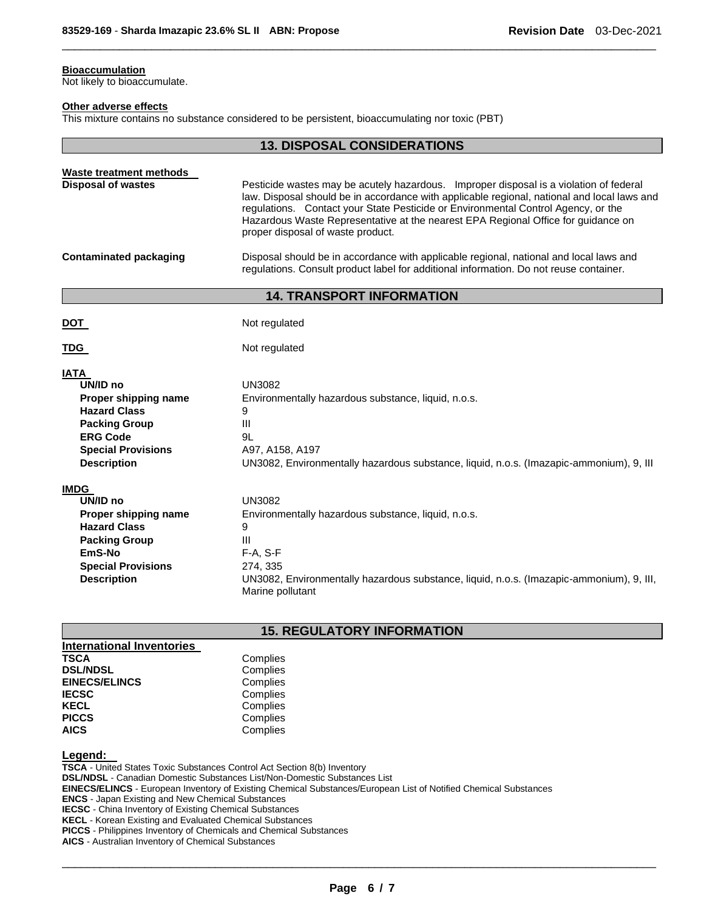**Bioaccumulation**
Not likely to bioaccumulate.

**Other adverse effects**
This mixture contains no substance considered to be persistent, bioaccumulating nor toxic (PBT)

## 13. DISPOSAL CONSIDERATIONS

**Waste treatment methods**

| | |
|---|---|
| **Disposal of wastes** | Pesticide wastes may be acutely hazardous. Improper disposal is a violation of federal law. Disposal should be in accordance with applicable regional, national and local laws and regulations. Contact your State Pesticide or Environmental Control Agency, or the Hazardous Waste Representative at the nearest EPA Regional Office for guidance on proper disposal of waste product. |
| **Contaminated packaging** | Disposal should be in accordance with applicable regional, national and local laws and regulations. Consult product label for additional information. Do not reuse container. |

## 14. TRANSPORT INFORMATION

| | |
|---|---|
| **DOT** | Not regulated |
| **TDG** | Not regulated |

**IATA**

| | |
|---|---|
| **UN/ID no** | UN3082 |
| **Proper shipping name** | Environmentally hazardous substance, liquid, n.o.s. |
| **Hazard Class** | 9 |
| **Packing Group** | III |
| **ERG Code** | 9L |
| **Special Provisions** | A97, A158, A197 |
| **Description** | UN3082, Environmentally hazardous substance, liquid, n.o.s. (Imazapic-ammonium), 9, III |

**IMDG**

| | |
|---|---|
| **UN/ID no** | UN3082 |
| **Proper shipping name** | Environmentally hazardous substance, liquid, n.o.s. |
| **Hazard Class** | 9 |
| **Packing Group** | III |
| **EmS-No** | F-A, S-F |
| **Special Provisions** | 274, 335 |
| **Description** | UN3082, Environmentally hazardous substance, liquid, n.o.s. (Imazapic-ammonium), 9, III, Marine pollutant |

## 15. REGULATORY INFORMATION

**International Inventories**

| | |
|---|---|
| **TSCA** | Complies |
| **DSL/NDSL** | Complies |
| **EINECS/ELINCS** | Complies |
| **IECSC** | Complies |
| **KECL** | Complies |
| **PICCS** | Complies |
| **AICS** | Complies |

**Legend:**
**TSCA** - United States Toxic Substances Control Act Section 8(b) Inventory
**DSL/NDSL** - Canadian Domestic Substances List/Non-Domestic Substances List
**EINECS/ELINCS** - European Inventory of Existing Chemical Substances/European List of Notified Chemical Substances
**ENCS** - Japan Existing and New Chemical Substances
**IECSC** - China Inventory of Existing Chemical Substances
**KECL** - Korean Existing and Evaluated Chemical Substances
**PICCS** - Philippines Inventory of Chemicals and Chemical Substances
**AICS** - Australian Inventory of Chemical Substances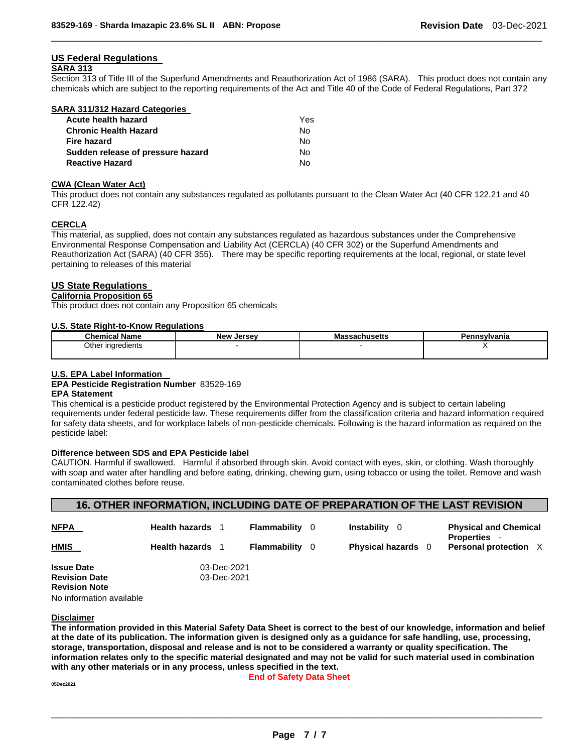## US Federal Regulations

### SARA 313

Section 313 of Title III of the Superfund Amendments and Reauthorization Act of 1986 (SARA). This product does not contain any chemicals which are subject to the reporting requirements of the Act and Title 40 of the Code of Federal Regulations, Part 372

### SARA 311/312 Hazard Categories

| | |
|---|---|
| **Acute health hazard** | Yes |
| **Chronic Health Hazard** | No |
| **Fire hazard** | No |
| **Sudden release of pressure hazard** | No |
| **Reactive Hazard** | No |

### CWA (Clean Water Act)

This product does not contain any substances regulated as pollutants pursuant to the Clean Water Act (40 CFR 122.21 and 40 CFR 122.42)

### CERCLA

This material, as supplied, does not contain any substances regulated as hazardous substances under the Comprehensive Environmental Response Compensation and Liability Act (CERCLA) (40 CFR 302) or the Superfund Amendments and Reauthorization Act (SARA) (40 CFR 355). There may be specific reporting requirements at the local, regional, or state level pertaining to releases of this material

## US State Regulations

### California Proposition 65

This product does not contain any Proposition 65 chemicals

### U.S. State Right-to-Know Regulations

| Chemical Name | New Jersey | Massachusetts | Pennsylvania |
|---|---|---|---|
| Other ingredients | - | - | X |

### U.S. EPA Label Information

**EPA Pesticide Registration Number** 83529-169

**EPA Statement**

This chemical is a pesticide product registered by the Environmental Protection Agency and is subject to certain labeling requirements under federal pesticide law. These requirements differ from the classification criteria and hazard information required for safety data sheets, and for workplace labels of non-pesticide chemicals. Following is the hazard information as required on the pesticide label:

**Difference between SDS and EPA Pesticide label**

CAUTION. Harmful if swallowed. Harmful if absorbed through skin. Avoid contact with eyes, skin, or clothing. Wash thoroughly with soap and water after handling and before eating, drinking, chewing gum, using tobacco or using the toilet. Remove and wash contaminated clothes before reuse.

## 16. OTHER INFORMATION, INCLUDING DATE OF PREPARATION OF THE LAST REVISION

| | | | | |
|---|---|---|---|---|
| **NFPA** | **Health hazards** 1 | **Flammability** 0 | **Instability** 0 | **Physical and Chemical Properties** - |
| **HMIS** | **Health hazards** 1 | **Flammability** 0 | **Physical hazards** 0 | **Personal protection** X |

**Issue Date** 03-Dec-2021
**Revision Date** 03-Dec-2021
**Revision Note**
No information available

### Disclaimer

**The information provided in this Material Safety Data Sheet is correct to the best of our knowledge, information and belief at the date of its publication. The information given is designed only as a guidance for safe handling, use, processing, storage, transportation, disposal and release and is not to be considered a warranty or quality specification. The information relates only to the specific material designated and may not be valid for such material used in combination with any other materials or in any process, unless specified in the text.**

**End of Safety Data Sheet**

05Dec2021